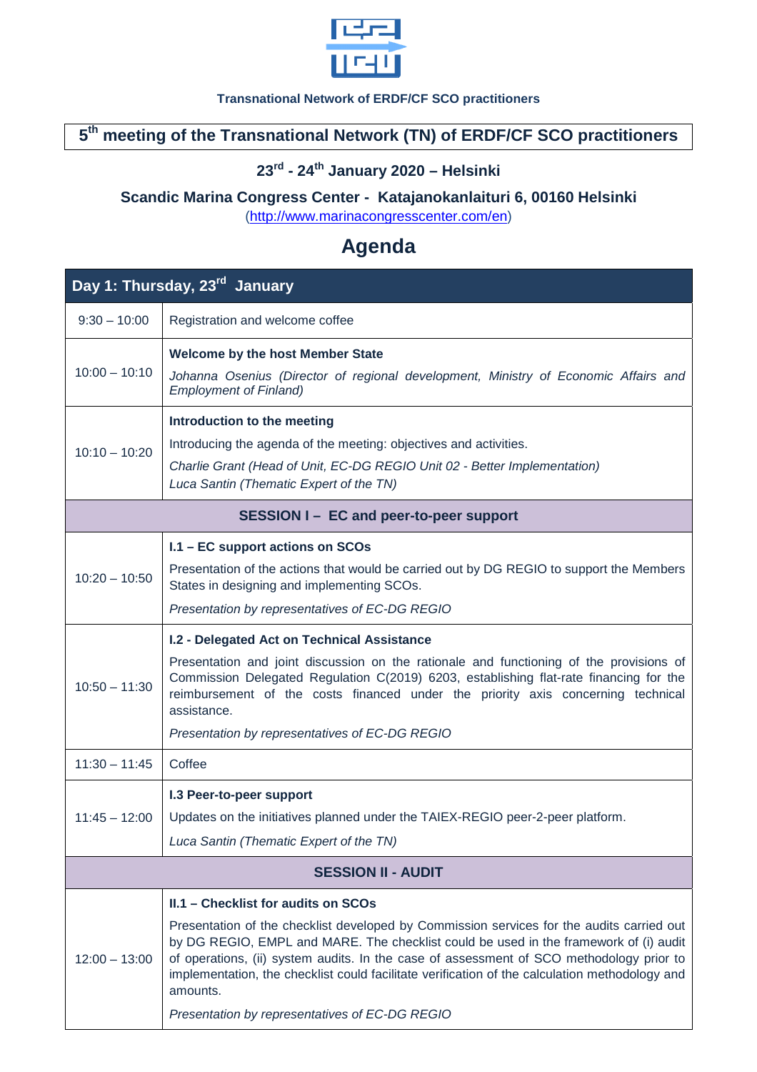Transnational Network of ERDF/CF SCO practitioners

# 5th meeting of the Transnational Network (TN) of ERDF/CF SCO practitioners

**23rd - 24th January 2020 – Helsinki**

**Scandic Marina Congress Center - Katajanokanlaituri 6, 00160 Helsinki**

(http://www.marinacongresscenter.com/en)

## Agenda

| Day 1: Thursday, 23rd January | |
|---|---|
| 9:30 – 10:00 | Registration and welcome coffee |
| 10:00 – 10:10 | **Welcome by the host Member State**<br>*Johanna Osenius (Director of regional development, Ministry of Economic Affairs and Employment of Finland)* |
| 10:10 – 10:20 | **Introduction to the meeting**<br>Introducing the agenda of the meeting: objectives and activities.<br>*Charlie Grant (Head of Unit, EC-DG REGIO Unit 02 - Better Implementation)*<br>*Luca Santin (Thematic Expert of the TN)* |
| **SESSION I – EC and peer-to-peer support** | |
| 10:20 – 10:50 | **I.1 – EC support actions on SCOs**<br>Presentation of the actions that would be carried out by DG REGIO to support the Members States in designing and implementing SCOs.<br>*Presentation by representatives of EC-DG REGIO* |
| 10:50 – 11:30 | **I.2 - Delegated Act on Technical Assistance**<br>Presentation and joint discussion on the rationale and functioning of the provisions of Commission Delegated Regulation C(2019) 6203, establishing flat-rate financing for the reimbursement of the costs financed under the priority axis concerning technical assistance.<br>*Presentation by representatives of EC-DG REGIO* |
| 11:30 – 11:45 | Coffee |
| 11:45 – 12:00 | **I.3 Peer-to-peer support**<br>Updates on the initiatives planned under the TAIEX-REGIO peer-2-peer platform.<br>*Luca Santin (Thematic Expert of the TN)* |
| **SESSION II - AUDIT** | |
| 12:00 – 13:00 | **II.1 – Checklist for audits on SCOs**<br>Presentation of the checklist developed by Commission services for the audits carried out by DG REGIO, EMPL and MARE. The checklist could be used in the framework of (i) audit of operations, (ii) system audits. In the case of assessment of SCO methodology prior to implementation, the checklist could facilitate verification of the calculation methodology and amounts.<br>*Presentation by representatives of EC-DG REGIO* |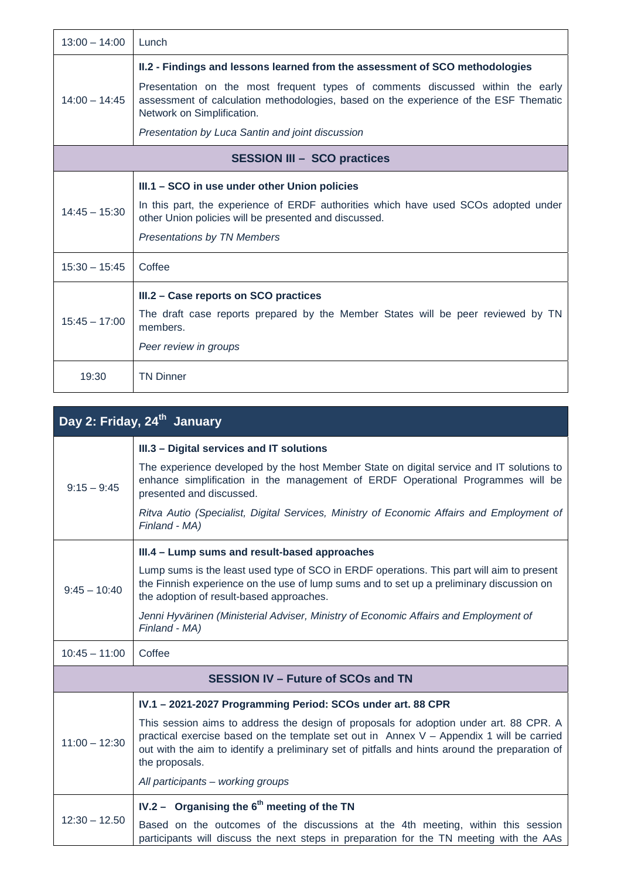| | |
|---|---|
| 13:00 – 14:00 | Lunch |
| 14:00 – 14:45 | **II.2 - Findings and lessons learned from the assessment of SCO methodologies**<br><br>Presentation on the most frequent types of comments discussed within the early assessment of calculation methodologies, based on the experience of the ESF Thematic Network on Simplification.<br><br>*Presentation by Luca Santin and joint discussion* |
| | **SESSION III – SCO practices** |
| 14:45 – 15:30 | **III.1 – SCO in use under other Union policies**<br><br>In this part, the experience of ERDF authorities which have used SCOs adopted under other Union policies will be presented and discussed.<br><br>*Presentations by TN Members* |
| 15:30 – 15:45 | Coffee |
| 15:45 – 17:00 | **III.2 – Case reports on SCO practices**<br><br>The draft case reports prepared by the Member States will be peer reviewed by TN members.<br><br>*Peer review in groups* |
| 19:30 | TN Dinner |

## Day 2: Friday, 24th January

| | |
|---|---|
| 9:15 – 9:45 | **III.3 – Digital services and IT solutions**<br><br>The experience developed by the host Member State on digital service and IT solutions to enhance simplification in the management of ERDF Operational Programmes will be presented and discussed.<br><br>*Ritva Autio (Specialist, Digital Services, Ministry of Economic Affairs and Employment of Finland - MA)* |
| 9:45 – 10:40 | **III.4 – Lump sums and result-based approaches**<br><br>Lump sums is the least used type of SCO in ERDF operations. This part will aim to present the Finnish experience on the use of lump sums and to set up a preliminary discussion on the adoption of result-based approaches.<br><br>*Jenni Hyvärinen (Ministerial Adviser, Ministry of Economic Affairs and Employment of Finland - MA)* |
| 10:45 – 11:00 | Coffee |
| | **SESSION IV – Future of SCOs and TN** |
| 11:00 – 12:30 | **IV.1 – 2021-2027 Programming Period: SCOs under art. 88 CPR**<br><br>This session aims to address the design of proposals for adoption under art. 88 CPR. A practical exercise based on the template set out in Annex V – Appendix 1 will be carried out with the aim to identify a preliminary set of pitfalls and hints around the preparation of the proposals.<br><br>*All participants – working groups* |
| 12:30 – 12.50 | **IV.2 – Organising the 6th meeting of the TN**<br><br>Based on the outcomes of the discussions at the 4th meeting, within this session participants will discuss the next steps in preparation for the TN meeting with the AAs |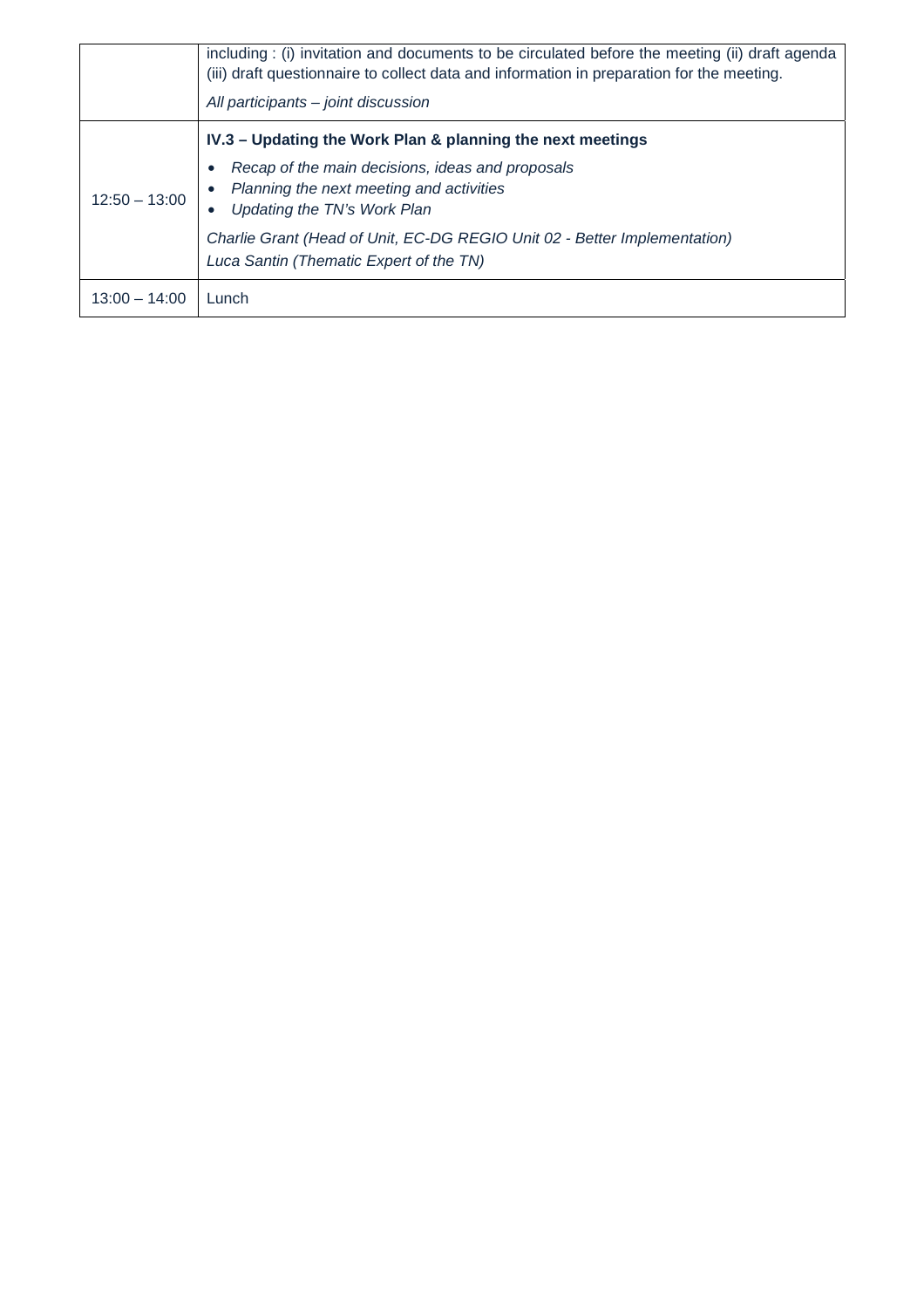| | |
|---|---|
| | including : (i) invitation and documents to be circulated before the meeting (ii) draft agenda (iii) draft questionnaire to collect data and information in preparation for the meeting.<br><br>*All participants – joint discussion* |
| 12:50 – 13:00 | **IV.3 – Updating the Work Plan & planning the next meetings**<br><br>• *Recap of the main decisions, ideas and proposals*<br>• *Planning the next meeting and activities*<br>• *Updating the TN's Work Plan*<br><br>*Charlie Grant (Head of Unit, EC-DG REGIO Unit 02 - Better Implementation)*<br>*Luca Santin (Thematic Expert of the TN)* |
| 13:00 – 14:00 | Lunch |